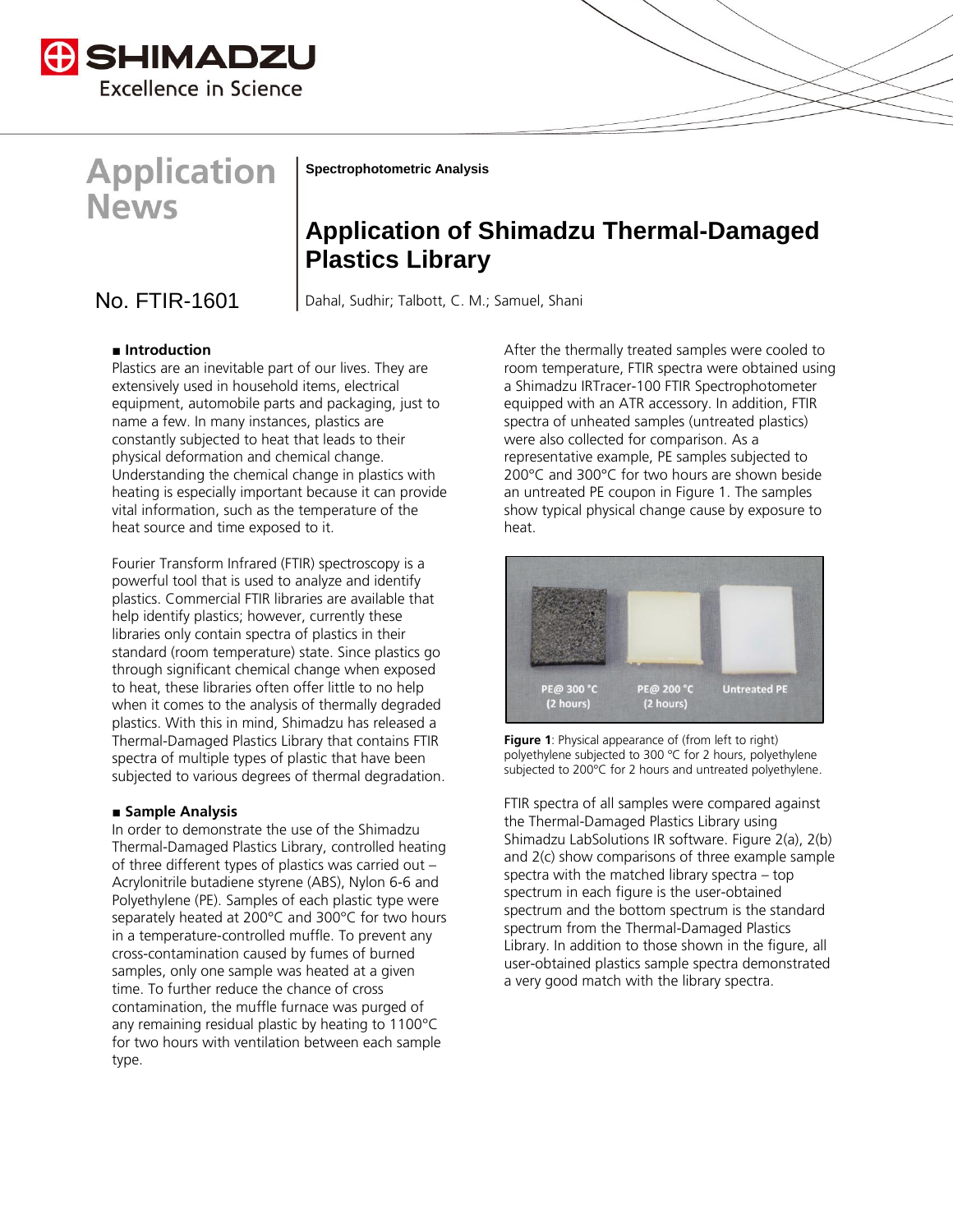# Application News

**Spectrophotometric Analysis**

## Application of Shimadzu Thermal-Damaged Plastics Library

No. FTIR-1601

Dahal, Sudhir; Talbott, C. M.; Samuel, Shani

### ■ Introduction

Plastics are an inevitable part of our lives. They are extensively used in household items, electrical equipment, automobile parts and packaging, just to name a few. In many instances, plastics are constantly subjected to heat that leads to their physical deformation and chemical change. Understanding the chemical change in plastics with heating is especially important because it can provide vital information, such as the temperature of the heat source and time exposed to it.

Fourier Transform Infrared (FTIR) spectroscopy is a powerful tool that is used to analyze and identify plastics. Commercial FTIR libraries are available that help identify plastics; however, currently these libraries only contain spectra of plastics in their standard (room temperature) state. Since plastics go through significant chemical change when exposed to heat, these libraries often offer little to no help when it comes to the analysis of thermally degraded plastics. With this in mind, Shimadzu has released a Thermal-Damaged Plastics Library that contains FTIR spectra of multiple types of plastic that have been subjected to various degrees of thermal degradation.

### ■ Sample Analysis

In order to demonstrate the use of the Shimadzu Thermal-Damaged Plastics Library, controlled heating of three different types of plastics was carried out – Acrylonitrile butadiene styrene (ABS), Nylon 6-6 and Polyethylene (PE). Samples of each plastic type were separately heated at 200°C and 300°C for two hours in a temperature-controlled muffle. To prevent any cross-contamination caused by fumes of burned samples, only one sample was heated at a given time. To further reduce the chance of cross contamination, the muffle furnace was purged of any remaining residual plastic by heating to 1100°C for two hours with ventilation between each sample type.

After the thermally treated samples were cooled to room temperature, FTIR spectra were obtained using a Shimadzu IRTracer-100 FTIR Spectrophotometer equipped with an ATR accessory. In addition, FTIR spectra of unheated samples (untreated plastics) were also collected for comparison. As a representative example, PE samples subjected to 200°C and 300°C for two hours are shown beside an untreated PE coupon in Figure 1. The samples show typical physical change cause by exposure to heat.

PE@ 300 °C (2 hours) | PE@ 200 °C (2 hours) | Untreated PE

**Figure 1**: Physical appearance of (from left to right) polyethylene subjected to 300 °C for 2 hours, polyethylene subjected to 200°C for 2 hours and untreated polyethylene.

FTIR spectra of all samples were compared against the Thermal-Damaged Plastics Library using Shimadzu LabSolutions IR software. Figure 2(a), 2(b) and 2(c) show comparisons of three example sample spectra with the matched library spectra – top spectrum in each figure is the user-obtained spectrum and the bottom spectrum is the standard spectrum from the Thermal-Damaged Plastics Library. In addition to those shown in the figure, all user-obtained plastics sample spectra demonstrated a very good match with the library spectra.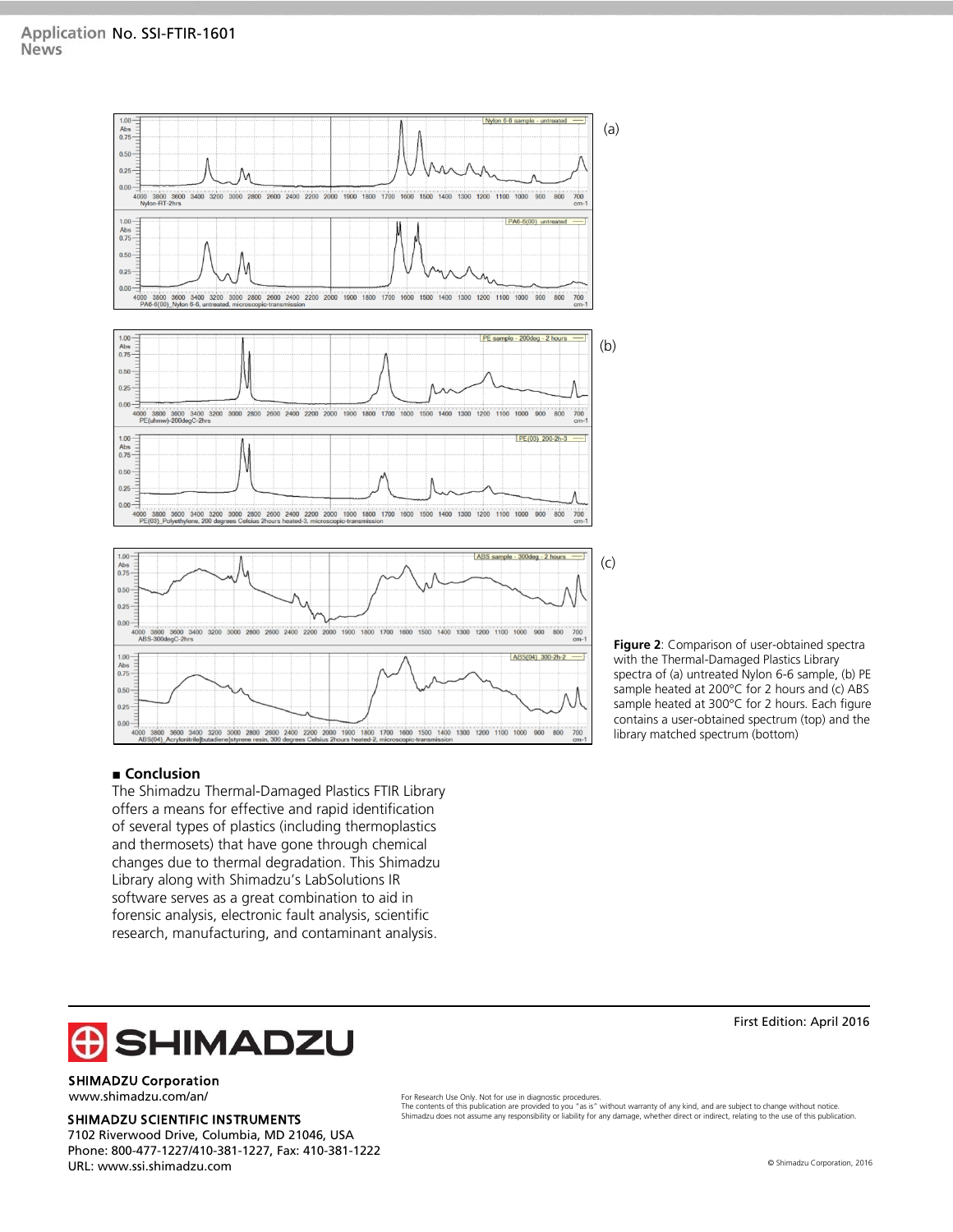1.00
Abs
0.75
0.50
0.25
0.00
4000 3800 3600 3400 3200 3000 2800 2600 2400 2200 2000 1900 1800 1700 1600 1500 1400 1300 1200 1100 1000 900 800 700
cm-1
Nylon 6-6 sample - untreated
Nylon-RT-2hrs

1.00
Abs
0.75
0.50
0.25
0.00
4000 3800 3600 3400 3200 3000 2800 2600 2400 2200 2000 1900 1800 1700 1600 1500 1400 1300 1200 1100 1000 900 800 700
cm-1
PA6-6(00) untreated
PA6-6(00)_Nylon 6-6, untreated, microscopic-transmission

(a)

1.00
Abs
0.75
0.50
0.25
0.00
4000 3800 3600 3400 3200 3000 2800 2600 2400 2200 2000 1900 1800 1700 1600 1500 1400 1300 1200 1100 1000 900 800 700
cm-1
PE sample - 200deg - 2 hours
PE(uhmw)-200degC-2hrs

1.00
Abs
0.75
0.50
0.25
0.00
4000 3800 3600 3400 3200 3000 2800 2600 2400 2200 2000 1900 1800 1700 1600 1500 1400 1300 1200 1100 1000 900 800 700
cm-1
PE(03) 200-2h-3
PE(03)_Polyethylene, 200 degrees Celsius 2hours heated-3, microscopic-transmission

(b)

1.00
Abs
0.75
0.50
0.25
0.00
4000 3800 3600 3400 3200 3000 2800 2600 2400 2200 2000 1900 1800 1700 1600 1500 1400 1300 1200 1100 1000 900 800 700
cm-1
ABS sample - 300deg - 2 hours
ABS-300degC-2hrs

1.00
Abs
0.75
0.50
0.25
0.00
4000 3800 3600 3400 3200 3000 2800 2600 2400 2200 2000 1900 1800 1700 1600 1500 1400 1300 1200 1100 1000 900 800 700
cm-1
ABS(04) 300-2h-2
ABS(04)_Acrylonitrile[butadiene]styrene resin, 300 degrees Celsius 2hours heated-2, microscopic-transmission

(c)

**Figure 2**: Comparison of user-obtained spectra with the Thermal-Damaged Plastics Library spectra of (a) untreated Nylon 6-6 sample, (b) PE sample heated at 200°C for 2 hours and (c) ABS sample heated at 300°C for 2 hours. Each figure contains a user-obtained spectrum (top) and the library matched spectrum (bottom)

## ■ Conclusion

The Shimadzu Thermal-Damaged Plastics FTIR Library offers a means for effective and rapid identification of several types of plastics (including thermoplastics and thermosets) that have gone through chemical changes due to thermal degradation. This Shimadzu Library along with Shimadzu's LabSolutions IR software serves as a great combination to aid in forensic analysis, electronic fault analysis, scientific research, manufacturing, and contaminant analysis.

First Edition: April 2016

SHIMADZU

**SHIMADZU Corporation**
www.shimadzu.com/an/

**SHIMADZU SCIENTIFIC INSTRUMENTS**
7102 Riverwood Drive, Columbia, MD 21046, USA
Phone: 800-477-1227/410-381-1227, Fax: 410-381-1222
URL: www.ssi.shimadzu.com

For Research Use Only. Not for use in diagnostic procedures.
The contents of this publication are provided to you "as is" without warranty of any kind, and are subject to change without notice.
Shimadzu does not assume any responsibility or liability for any damage, whether direct or indirect, relating to the use of this publication.

© Shimadzu Corporation, 2016